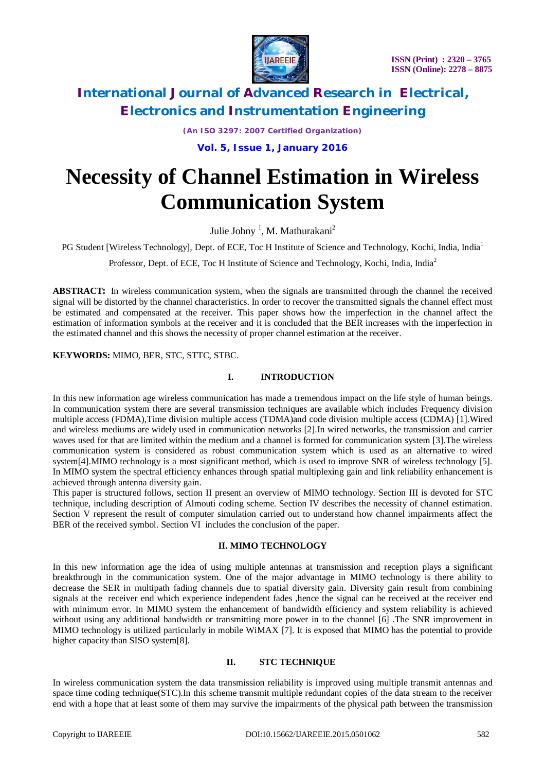# Necessity of Channel Estimation in Wireless Communication System

Julie Johny [1], M. Mathurakani[2]

PG Student [Wireless Technology], Dept. of ECE, Toc H Institute of Science and Technology, Kochi, India, India[1]

Professor, Dept. of ECE, Toc H Institute of Science and Technology, Kochi, India, India[2]

**ABSTRACT:** In wireless communication system, when the signals are transmitted through the channel the received signal will be distorted by the channel characteristics. In order to recover the transmitted signals the channel effect must be estimated and compensated at the receiver. This paper shows how the imperfection in the channel affect the estimation of information symbols at the receiver and it is concluded that the BER increases with the imperfection in the estimated channel and this shows the necessity of proper channel estimation at the receiver.

**KEYWORDS:** MIMO, BER, STC, STTC, STBC.

## I. INTRODUCTION

In this new information age wireless communication has made a tremendous impact on the life style of human beings. In communication system there are several transmission techniques are available which includes Frequency division multiple access (FDMA),Time division multiple access (TDMA)and code division multiple access (CDMA) [1].Wired and wireless mediums are widely used in communication networks [2].In wired networks, the transmission and carrier waves used for that are limited within the medium and a channel is formed for communication system [3].The wireless communication system is considered as robust communication system which is used as an alternative to wired system[4].MIMO technology is a most significant method, which is used to improve SNR of wireless technology [5]. In MIMO system the spectral efficiency enhances through spatial multiplexing gain and link reliability enhancement is achieved through antenna diversity gain.

This paper is structured follows, section II present an overview of MIMO technology. Section III is devoted for STC technique, including description of Almouti coding scheme. Section IV describes the necessity of channel estimation. Section V represent the result of computer simulation carried out to understand how channel impairments affect the BER of the received symbol. Section VI includes the conclusion of the paper.

## II. MIMO TECHNOLOGY

In this new information age the idea of using multiple antennas at transmission and reception plays a significant breakthrough in the communication system. One of the major advantage in MIMO technology is there ability to decrease the SER in multipath fading channels due to spatial diversity gain. Diversity gain result from combining signals at the receiver end which experience independent fades ,hence the signal can be received at the receiver end with minimum error. In MIMO system the enhancement of bandwidth efficiency and system reliability is achieved without using any additional bandwidth or transmitting more power in to the channel [6] .The SNR improvement in MIMO technology is utilized particularly in mobile WiMAX [7]. It is exposed that MIMO has the potential to provide higher capacity than SISO system[8].

## II. STC TECHNIQUE

In wireless communication system the data transmission reliability is improved using multiple transmit antennas and space time coding technique(STC).In this scheme transmit multiple redundant copies of the data stream to the receiver end with a hope that at least some of them may survive the impairments of the physical path between the transmission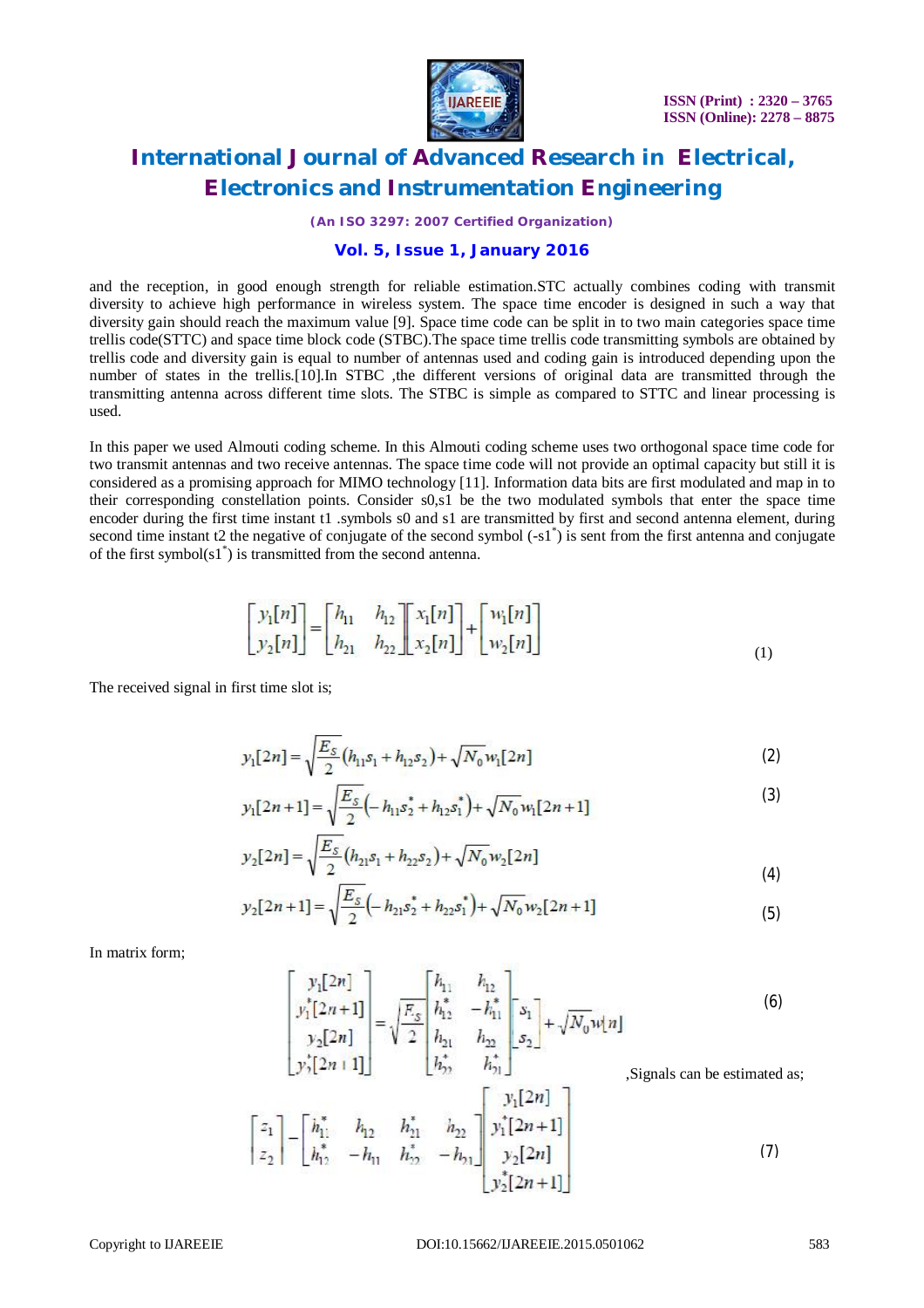and the reception, in good enough strength for reliable estimation.STC actually combines coding with transmit diversity to achieve high performance in wireless system. The space time encoder is designed in such a way that diversity gain should reach the maximum value [9]. Space time code can be split in to two main categories space time trellis code(STTC) and space time block code (STBC).The space time trellis code transmitting symbols are obtained by trellis code and diversity gain is equal to number of antennas used and coding gain is introduced depending upon the number of states in the trellis.[10].In STBC ,the different versions of original data are transmitted through the transmitting antenna across different time slots. The STBC is simple as compared to STTC and linear processing is used.

In this paper we used Almouti coding scheme. In this Almouti coding scheme uses two orthogonal space time code for two transmit antennas and two receive antennas. The space time code will not provide an optimal capacity but still it is considered as a promising approach for MIMO technology [11]. Information data bits are first modulated and map in to their corresponding constellation points. Consider s0,s1 be the two modulated symbols that enter the space time encoder during the first time instant t1 .symbols s0 and s1 are transmitted by first and second antenna element, during second time instant t2 the negative of conjugate of the second symbol ($-s1^*$) is sent from the first antenna and conjugate of the first symbol($s1^*$) is transmitted from the second antenna.

$$\begin{bmatrix} y_1[n] \\ y_2[n] \end{bmatrix} = \begin{bmatrix} h_{11} & h_{12} \\ h_{21} & h_{22} \end{bmatrix} \begin{bmatrix} x_1[n] \\ x_2[n] \end{bmatrix} + \begin{bmatrix} w_1[n] \\ w_2[n] \end{bmatrix} \tag{1}$$

The received signal in first time slot is;

$$y_1[2n] = \sqrt{\frac{E_S}{2}}(h_{11}s_1 + h_{12}s_2) + \sqrt{N_0}\,w_1[2n] \tag{2}$$

$$y_1[2n+1] = \sqrt{\frac{E_S}{2}}(-h_{11}s_2^* + h_{12}s_1^*) + \sqrt{N_0}\,w_1[2n+1] \tag{3}$$

$$y_2[2n] = \sqrt{\frac{E_S}{2}}(h_{21}s_1 + h_{22}s_2) + \sqrt{N_0}\,w_2[2n] \tag{4}$$

$$y_2[2n+1] = \sqrt{\frac{E_S}{2}}(-h_{21}s_2^* + h_{22}s_1^*) + \sqrt{N_0}\,w_2[2n+1] \tag{5}$$

In matrix form;

$$\begin{bmatrix} y_1[2n] \\ y_1^*[2n+1] \\ y_2[2n] \\ y_2^*[2n+1] \end{bmatrix} = \sqrt{\frac{E_S}{2}} \begin{bmatrix} h_{11} & h_{12} \\ h_{12}^* & -h_{11}^* \\ h_{21} & h_{22} \\ h_{22}^* & h_{21}^* \end{bmatrix} \begin{bmatrix} s_1 \\ s_2 \end{bmatrix} + \sqrt{N_0}\,w[n] \tag{6}$$

,Signals can be estimated as;

$$\begin{bmatrix} z_1 \\ z_2 \end{bmatrix} = \begin{bmatrix} h_{11}^* & h_{12} & h_{21}^* & h_{22} \\ h_{12}^* & -h_{11} & h_{22}^* & -h_{21} \end{bmatrix} \begin{bmatrix} y_1[2n] \\ y_1^*[2n+1] \\ y_2[2n] \\ y_2^*[2n+1] \end{bmatrix} \tag{7}$$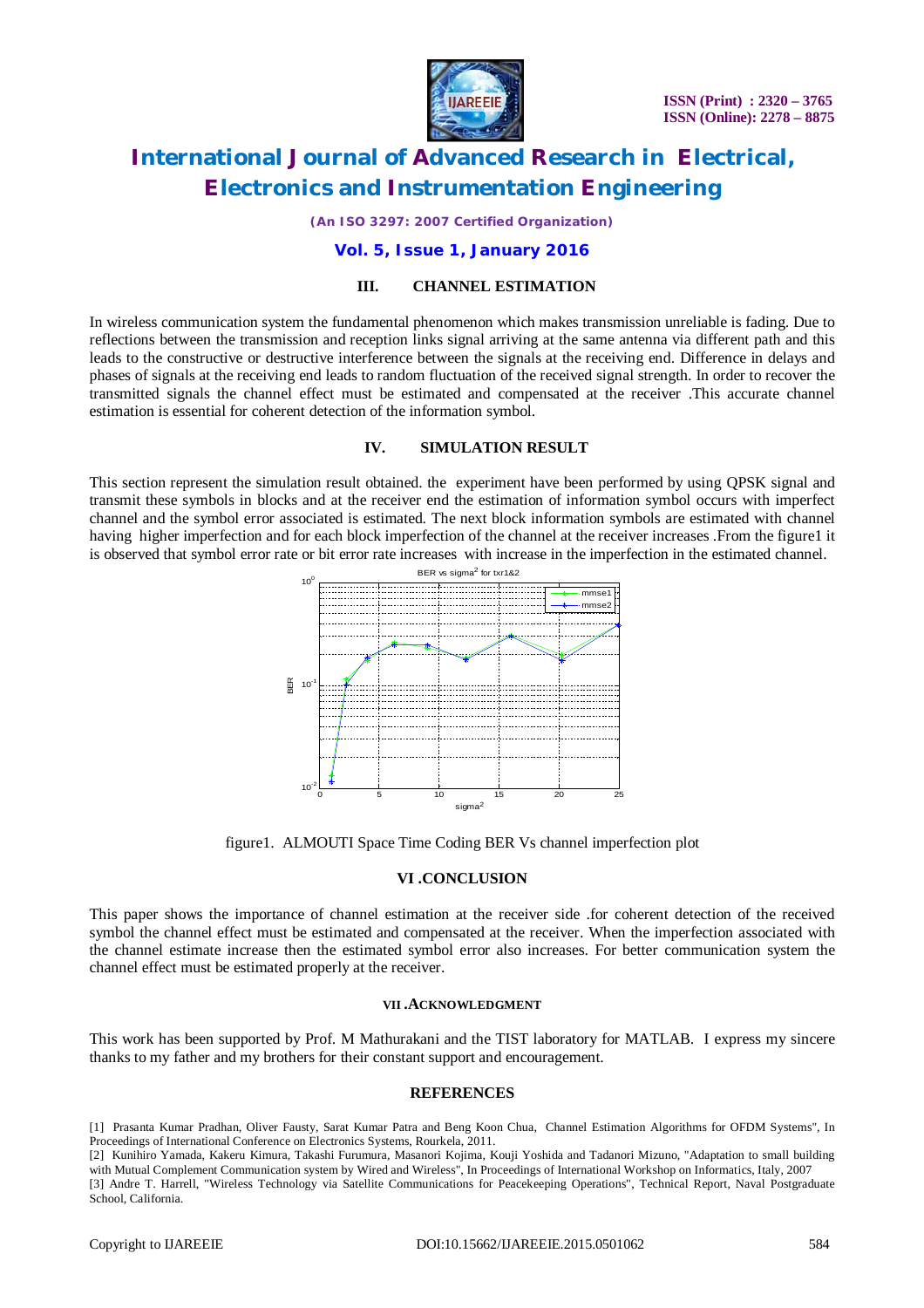## III. CHANNEL ESTIMATION

In wireless communication system the fundamental phenomenon which makes transmission unreliable is fading. Due to reflections between the transmission and reception links signal arriving at the same antenna via different path and this leads to the constructive or destructive interference between the signals at the receiving end. Difference in delays and phases of signals at the receiving end leads to random fluctuation of the received signal strength. In order to recover the transmitted signals the channel effect must be estimated and compensated at the receiver .This accurate channel estimation is essential for coherent detection of the information symbol.

## IV. SIMULATION RESULT

This section represent the simulation result obtained. the experiment have been performed by using QPSK signal and transmit these symbols in blocks and at the receiver end the estimation of information symbol occurs with imperfect channel and the symbol error associated is estimated. The next block information symbols are estimated with channel having higher imperfection and for each block imperfection of the channel at the receiver increases .From the figure1 it is observed that symbol error rate or bit error rate increases with increase in the imperfection in the estimated channel.

figure1. ALMOUTI Space Time Coding BER Vs channel imperfection plot

## VI .CONCLUSION

This paper shows the importance of channel estimation at the receiver side .for coherent detection of the received symbol the channel effect must be estimated and compensated at the receiver. When the imperfection associated with the channel estimate increase then the estimated symbol error also increases. For better communication system the channel effect must be estimated properly at the receiver.

## VII .ACKNOWLEDGMENT

This work has been supported by Prof. M Mathurakani and the TIST laboratory for MATLAB. I express my sincere thanks to my father and my brothers for their constant support and encouragement.

## REFERENCES

[1] Prasanta Kumar Pradhan, Oliver Fausty, Sarat Kumar Patra and Beng Koon Chua, Channel Estimation Algorithms for OFDM Systems", In Proceedings of International Conference on Electronics Systems, Rourkela, 2011.

[2] Kunihiro Yamada, Kakeru Kimura, Takashi Furumura, Masanori Kojima, Kouji Yoshida and Tadanori Mizuno, "Adaptation to small building with Mutual Complement Communication system by Wired and Wireless", In Proceedings of International Workshop on Informatics, Italy, 2007

[3] Andre T. Harrell, "Wireless Technology via Satellite Communications for Peacekeeping Operations", Technical Report, Naval Postgraduate School, California.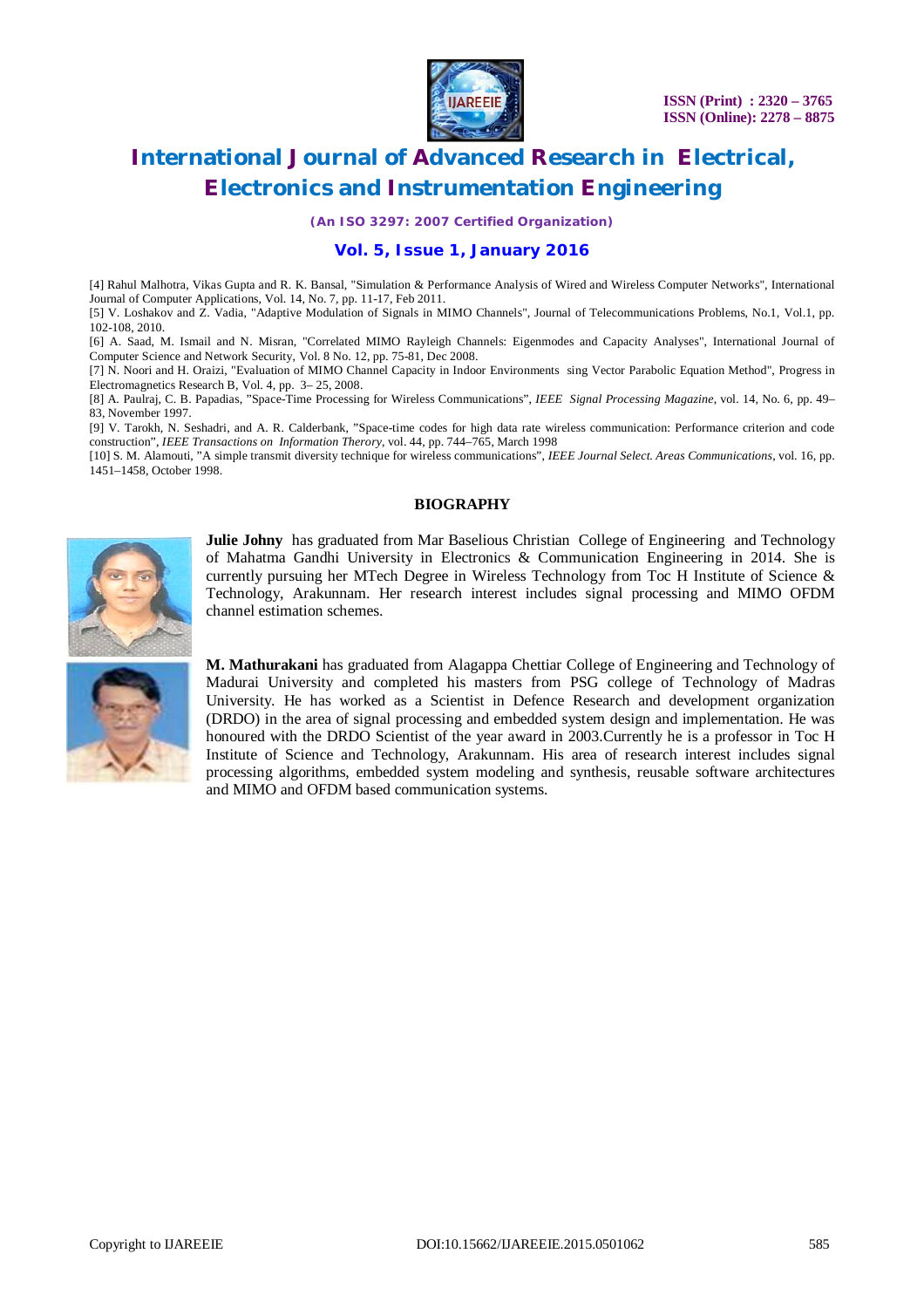[4] Rahul Malhotra, Vikas Gupta and R. K. Bansal, "Simulation & Performance Analysis of Wired and Wireless Computer Networks", International Journal of Computer Applications, Vol. 14, No. 7, pp. 11-17, Feb 2011.

[5] V. Loshakov and Z. Vadia, "Adaptive Modulation of Signals in MIMO Channels", Journal of Telecommunications Problems, No.1, Vol.1, pp. 102-108, 2010.

[6] A. Saad, M. Ismail and N. Misran, "Correlated MIMO Rayleigh Channels: Eigenmodes and Capacity Analyses", International Journal of Computer Science and Network Security, Vol. 8 No. 12, pp. 75-81, Dec 2008.

[7] N. Noori and H. Oraizi, "Evaluation of MIMO Channel Capacity in Indoor Environments sing Vector Parabolic Equation Method", Progress in Electromagnetics Research B, Vol. 4, pp. 3– 25, 2008.

[8] A. Paulraj, C. B. Papadias, "Space-Time Processing for Wireless Communications", *IEEE Signal Processing Magazine*, vol. 14, No. 6, pp. 49–83, November 1997.

[9] V. Tarokh, N. Seshadri, and A. R. Calderbank, "Space-time codes for high data rate wireless communication: Performance criterion and code construction", *IEEE Transactions on Information Therory*, vol. 44, pp. 744–765, March 1998

[10] S. M. Alamouti, "A simple transmit diversity technique for wireless communications", *IEEE Journal Select. Areas Communications*, vol. 16, pp. 1451–1458, October 1998.

## BIOGRAPHY

**Julie Johny** has graduated from Mar Baselious Christian College of Engineering and Technology of Mahatma Gandhi University in Electronics & Communication Engineering in 2014. She is currently pursuing her MTech Degree in Wireless Technology from Toc H Institute of Science & Technology, Arakunnam. Her research interest includes signal processing and MIMO OFDM channel estimation schemes.

**M. Mathurakani** has graduated from Alagappa Chettiar College of Engineering and Technology of Madurai University and completed his masters from PSG college of Technology of Madras University. He has worked as a Scientist in Defence Research and development organization (DRDO) in the area of signal processing and embedded system design and implementation. He was honoured with the DRDO Scientist of the year award in 2003.Currently he is a professor in Toc H Institute of Science and Technology, Arakunnam. His area of research interest includes signal processing algorithms, embedded system modeling and synthesis, reusable software architectures and MIMO and OFDM based communication systems.